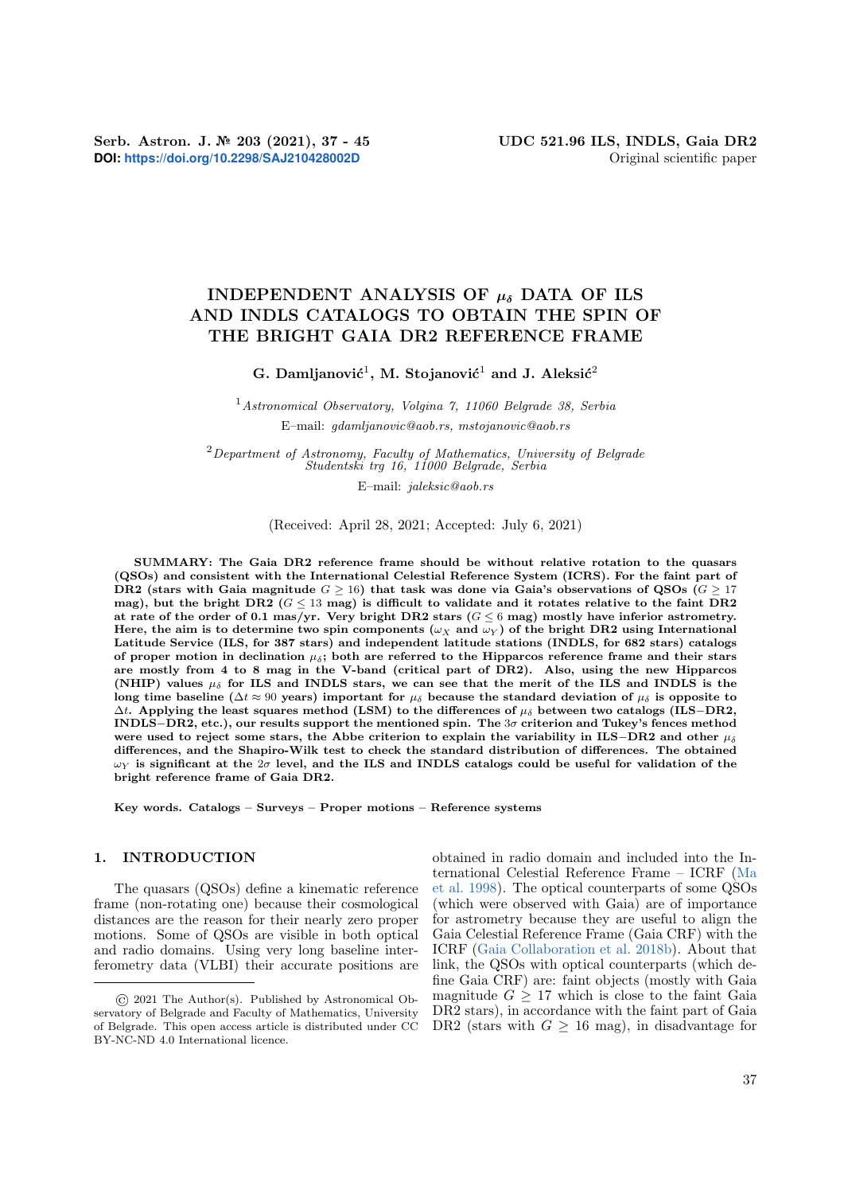Serb. Astron. J. № 203 (2021), 37 - 45
**DOI:** https://doi.org/10.2298/SAJ210428002D

UDC 521.96 ILS, INDLS, Gaia DR2
Original scientific paper

# INDEPENDENT ANALYSIS OF $\mu_\delta$ DATA OF ILS AND INDLS CATALOGS TO OBTAIN THE SPIN OF THE BRIGHT GAIA DR2 REFERENCE FRAME

**G. Damljanović[1], M. Stojanović[1] and J. Aleksić[2]**

[1] *Astronomical Observatory, Volgina 7, 11060 Belgrade 38, Serbia*
E–mail: *gdamljanovic@aob.rs, mstojanovic@aob.rs*

[2] *Department of Astronomy, Faculty of Mathematics, University of Belgrade Studentski trg 16, 11000 Belgrade, Serbia*
E–mail: *jaleksic@aob.rs*

(Received: April 28, 2021; Accepted: July 6, 2021)

**SUMMARY: The Gaia DR2 reference frame should be without relative rotation to the quasars (QSOs) and consistent with the International Celestial Reference System (ICRS). For the faint part of DR2 (stars with Gaia magnitude $G \geq 16$) that task was done via Gaia's observations of QSOs ($G \geq 17$ mag), but the bright DR2 ($G \leq 13$ mag) is difficult to validate and it rotates relative to the faint DR2 at rate of the order of 0.1 mas/yr. Very bright DR2 stars ($G \leq 6$ mag) mostly have inferior astrometry. Here, the aim is to determine two spin components ($\omega_X$ and $\omega_Y$) of the bright DR2 using International Latitude Service (ILS, for 387 stars) and independent latitude stations (INDLS, for 682 stars) catalogs of proper motion in declination $\mu_\delta$; both are referred to the Hipparcos reference frame and their stars are mostly from 4 to 8 mag in the V-band (critical part of DR2). Also, using the new Hipparcos (NHIP) values $\mu_\delta$ for ILS and INDLS stars, we can see that the merit of the ILS and INDLS is the long time baseline ($\Delta t \approx 90$ years) important for $\mu_\delta$ because the standard deviation of $\mu_\delta$ is opposite to $\Delta t$. Applying the least squares method (LSM) to the differences of $\mu_\delta$ between two catalogs (ILS−DR2, INDLS−DR2, etc.), our results support the mentioned spin. The $3\sigma$ criterion and Tukey's fences method were used to reject some stars, the Abbe criterion to explain the variability in ILS−DR2 and other $\mu_\delta$ differences, and the Shapiro-Wilk test to check the standard distribution of differences. The obtained $\omega_Y$ is significant at the $2\sigma$ level, and the ILS and INDLS catalogs could be useful for validation of the bright reference frame of Gaia DR2.**

**Key words. Catalogs – Surveys – Proper motions – Reference systems**

## 1. INTRODUCTION

The quasars (QSOs) define a kinematic reference frame (non-rotating one) because their cosmological distances are the reason for their nearly zero proper motions. Some of QSOs are visible in both optical and radio domains. Using very long baseline interferometry data (VLBI) their accurate positions are obtained in radio domain and included into the International Celestial Reference Frame – ICRF (Ma et al. 1998). The optical counterparts of some QSOs (which were observed with Gaia) are of importance for astrometry because they are useful to align the Gaia Celestial Reference Frame (Gaia CRF) with the ICRF (Gaia Collaboration et al. 2018b). About that link, the QSOs with optical counterparts (which define Gaia CRF) are: faint objects (mostly with Gaia magnitude $G \geq 17$ which is close to the faint Gaia DR2 stars), in accordance with the faint part of Gaia DR2 (stars with $G \geq 16$ mag), in disadvantage for

© 2021 The Author(s). Published by Astronomical Observatory of Belgrade and Faculty of Mathematics, University of Belgrade. This open access article is distributed under CC BY-NC-ND 4.0 International licence.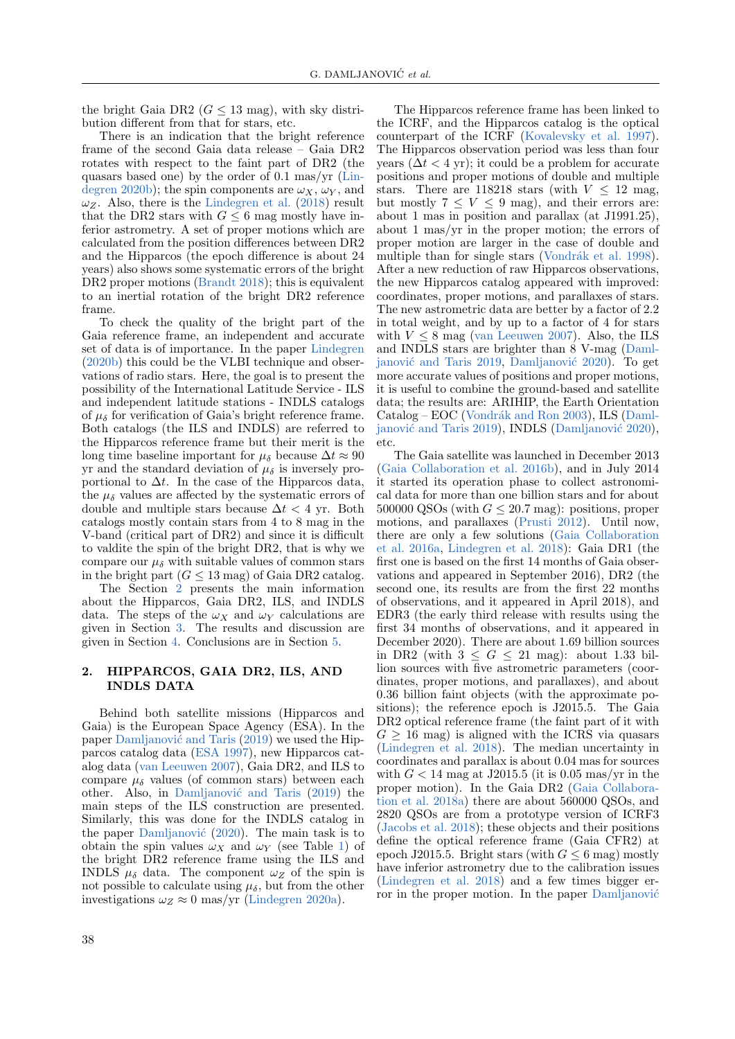the bright Gaia DR2 ($G \leq 13$ mag), with sky distribution different from that for stars, etc.

There is an indication that the bright reference frame of the second Gaia data release – Gaia DR2 rotates with respect to the faint part of DR2 (the quasars based one) by the order of 0.1 mas/yr (Lindegren 2020b); the spin components are $\omega_X$, $\omega_Y$, and $\omega_Z$. Also, there is the Lindegren et al. (2018) result that the DR2 stars with $G \leq 6$ mag mostly have inferior astrometry. A set of proper motions which are calculated from the position differences between DR2 and the Hipparcos (the epoch difference is about 24 years) also shows some systematic errors of the bright DR2 proper motions (Brandt 2018); this is equivalent to an inertial rotation of the bright DR2 reference frame.

To check the quality of the bright part of the Gaia reference frame, an independent and accurate set of data is of importance. In the paper Lindegren (2020b) this could be the VLBI technique and observations of radio stars. Here, the goal is to present the possibility of the International Latitude Service - ILS and independent latitude stations - INDLS catalogs of $\mu_\delta$ for verification of Gaia's bright reference frame. Both catalogs (the ILS and INDLS) are referred to the Hipparcos reference frame but their merit is the long time baseline important for $\mu_\delta$ because $\Delta t \approx 90$ yr and the standard deviation of $\mu_\delta$ is inversely proportional to $\Delta t$. In the case of the Hipparcos data, the $\mu_\delta$ values are affected by the systematic errors of double and multiple stars because $\Delta t < 4$ yr. Both catalogs mostly contain stars from 4 to 8 mag in the V-band (critical part of DR2) and since it is difficult to valdite the spin of the bright DR2, that is why we compare our $\mu_\delta$ with suitable values of common stars in the bright part ($G \leq 13$ mag) of Gaia DR2 catalog.

The Section 2 presents the main information about the Hipparcos, Gaia DR2, ILS, and INDLS data. The steps of the $\omega_X$ and $\omega_Y$ calculations are given in Section 3. The results and discussion are given in Section 4. Conclusions are in Section 5.

## 2. HIPPARCOS, GAIA DR2, ILS, AND INDLS DATA

Behind both satellite missions (Hipparcos and Gaia) is the European Space Agency (ESA). In the paper Damljanović and Taris (2019) we used the Hipparcos catalog data (ESA 1997), new Hipparcos catalog data (van Leeuwen 2007), Gaia DR2, and ILS to compare $\mu_\delta$ values (of common stars) between each other. Also, in Damljanović and Taris (2019) the main steps of the ILS construction are presented. Similarly, this was done for the INDLS catalog in the paper Damljanović (2020). The main task is to obtain the spin values $\omega_X$ and $\omega_Y$ (see Table 1) of the bright DR2 reference frame using the ILS and INDLS $\mu_\delta$ data. The component $\omega_Z$ of the spin is not possible to calculate using $\mu_\delta$, but from the other investigations $\omega_Z \approx 0$ mas/yr (Lindegren 2020a).

The Hipparcos reference frame has been linked to the ICRF, and the Hipparcos catalog is the optical counterpart of the ICRF (Kovalevsky et al. 1997). The Hipparcos observation period was less than four years ($\Delta t < 4$ yr); it could be a problem for accurate positions and proper motions of double and multiple stars. There are 118218 stars (with $V \leq 12$ mag, but mostly $7 \leq V \leq 9$ mag), and their errors are: about 1 mas in position and parallax (at J1991.25), about 1 mas/yr in the proper motion; the errors of proper motion are larger in the case of double and multiple than for single stars (Vondrák et al. 1998). After a new reduction of raw Hipparcos observations, the new Hipparcos catalog appeared with improved: coordinates, proper motions, and parallaxes of stars. The new astrometric data are better by a factor of 2.2 in total weight, and by up to a factor of 4 for stars with $V \leq 8$ mag (van Leeuwen 2007). Also, the ILS and INDLS stars are brighter than 8 V-mag (Damljanović and Taris 2019, Damljanović 2020). To get more accurate values of positions and proper motions, it is useful to combine the ground-based and satellite data; the results are: ARIHIP, the Earth Orientation Catalog – EOC (Vondrák and Ron 2003), ILS (Damljanović and Taris 2019), INDLS (Damljanović 2020), etc.

The Gaia satellite was launched in December 2013 (Gaia Collaboration et al. 2016b), and in July 2014 it started its operation phase to collect astronomical data for more than one billion stars and for about 500000 QSOs (with $G \leq 20.7$ mag): positions, proper motions, and parallaxes (Prusti 2012). Until now, there are only a few solutions (Gaia Collaboration et al. 2016a, Lindegren et al. 2018): Gaia DR1 (the first one is based on the first 14 months of Gaia observations and appeared in September 2016), DR2 (the second one, its results are from the first 22 months of observations, and it appeared in April 2018), and EDR3 (the early third release with results using the first 34 months of observations, and it appeared in December 2020). There are about 1.69 billion sources in DR2 (with $3 \leq G \leq 21$ mag): about 1.33 billion sources with five astrometric parameters (coordinates, proper motions, and parallaxes), and about 0.36 billion faint objects (with the approximate positions); the reference epoch is J2015.5. The Gaia DR2 optical reference frame (the faint part of it with $G \geq 16$ mag) is aligned with the ICRS via quasars (Lindegren et al. 2018). The median uncertainty in coordinates and parallax is about 0.04 mas for sources with $G < 14$ mag at J2015.5 (it is 0.05 mas/yr in the proper motion). In the Gaia DR2 (Gaia Collaboration et al. 2018a) there are about 560000 QSOs, and 2820 QSOs are from a prototype version of ICRF3 (Jacobs et al. 2018); these objects and their positions define the optical reference frame (Gaia CFR2) at epoch J2015.5. Bright stars (with $G \leq 6$ mag) mostly have inferior astrometry due to the calibration issues (Lindegren et al. 2018) and a few times bigger error in the proper motion. In the paper Damljanović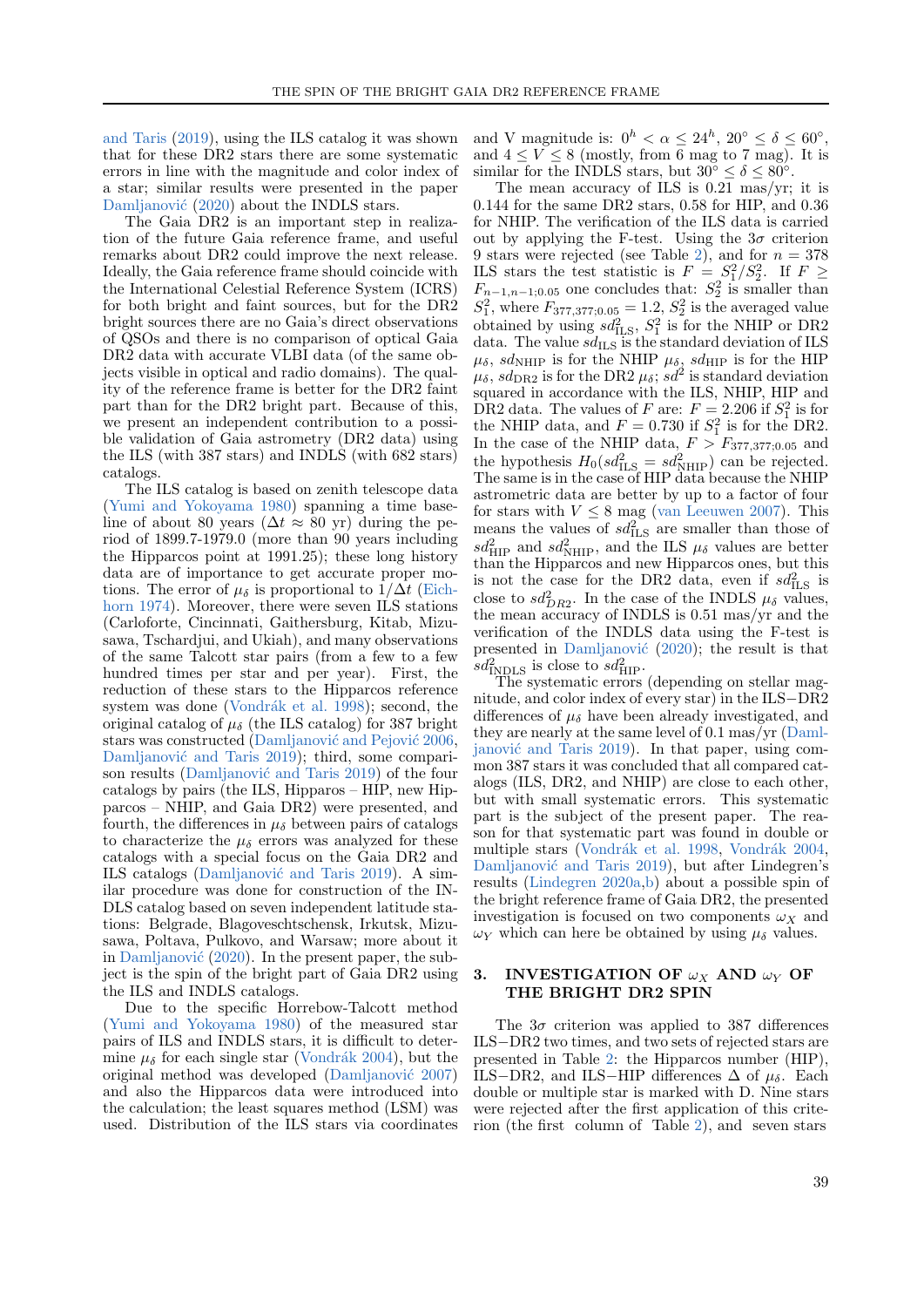and Taris (2019), using the ILS catalog it was shown that for these DR2 stars there are some systematic errors in line with the magnitude and color index of a star; similar results were presented in the paper Damljanović (2020) about the INDLS stars.

The Gaia DR2 is an important step in realization of the future Gaia reference frame, and useful remarks about DR2 could improve the next release. Ideally, the Gaia reference frame should coincide with the International Celestial Reference System (ICRS) for both bright and faint sources, but for the DR2 bright sources there are no Gaia's direct observations of QSOs and there is no comparison of optical Gaia DR2 data with accurate VLBI data (of the same objects visible in optical and radio domains). The quality of the reference frame is better for the DR2 faint part than for the DR2 bright part. Because of this, we present an independent contribution to a possible validation of Gaia astrometry (DR2 data) using the ILS (with 387 stars) and INDLS (with 682 stars) catalogs.

The ILS catalog is based on zenith telescope data (Yumi and Yokoyama 1980) spanning a time baseline of about 80 years ($\Delta t \approx 80$ yr) during the period of 1899.7-1979.0 (more than 90 years including the Hipparcos point at 1991.25); these long history data are of importance to get accurate proper motions. The error of $\mu_\delta$ is proportional to $1/\Delta t$ (Eichhorn 1974). Moreover, there were seven ILS stations (Carloforte, Cincinnati, Gaithersburg, Kitab, Mizusawa, Tschardjui, and Ukiah), and many observations of the same Talcott star pairs (from a few to a few hundred times per star and per year). First, the reduction of these stars to the Hipparcos reference system was done (Vondrák et al. 1998); second, the original catalog of $\mu_\delta$ (the ILS catalog) for 387 bright stars was constructed (Damljanović and Pejović 2006, Damljanović and Taris 2019); third, some comparison results (Damljanović and Taris 2019) of the four catalogs by pairs (the ILS, Hipparos – HIP, new Hipparcos – NHIP, and Gaia DR2) were presented, and fourth, the differences in $\mu_\delta$ between pairs of catalogs to characterize the $\mu_\delta$ errors was analyzed for these catalogs with a special focus on the Gaia DR2 and ILS catalogs (Damljanović and Taris 2019). A similar procedure was done for construction of the INDLS catalog based on seven independent latitude stations: Belgrade, Blagoveschtschensk, Irkutsk, Mizusawa, Poltava, Pulkovo, and Warsaw; more about it in Damljanović (2020). In the present paper, the subject is the spin of the bright part of Gaia DR2 using the ILS and INDLS catalogs.

Due to the specific Horrebow-Talcott method (Yumi and Yokoyama 1980) of the measured star pairs of ILS and INDLS stars, it is difficult to determine $\mu_\delta$ for each single star (Vondrák 2004), but the original method was developed (Damljanović 2007) and also the Hipparcos data were introduced into the calculation; the least squares method (LSM) was used. Distribution of the ILS stars via coordinates and V magnitude is: $0^h < \alpha \leq 24^h$, $20^\circ \leq \delta \leq 60^\circ$, and $4 \leq V \leq 8$ (mostly, from 6 mag to 7 mag). It is similar for the INDLS stars, but $30^\circ \leq \delta \leq 80^\circ$.

The mean accuracy of ILS is 0.21 mas/yr; it is 0.144 for the same DR2 stars, 0.58 for HIP, and 0.36 for NHIP. The verification of the ILS data is carried out by applying the F-test. Using the $3\sigma$ criterion 9 stars were rejected (see Table 2), and for $n = 378$ ILS stars the test statistic is $F = S_1^2/S_2^2$. If $F \geq F_{n-1,n-1;0.05}$ one concludes that: $S_2^2$ is smaller than $S_1^2$, where $F_{377,377;0.05} = 1.2$, $S_2^2$ is the averaged value obtained by using $sd^2_{\rm ILS}$, $S_1^2$ is for the NHIP or DR2 data. The value $sd_{\rm ILS}$ is the standard deviation of ILS $\mu_\delta$, $sd_{\rm NHIP}$ is for the NHIP $\mu_\delta$, $sd_{\rm HIP}$ is for the HIP $\mu_\delta$, $sd_{\rm DR2}$ is for the DR2 $\mu_\delta$; $sd^2$ is standard deviation squared in accordance with the ILS, NHIP, HIP and DR2 data. The values of $F$ are: $F = 2.206$ if $S_1^2$ is for the NHIP data, and $F = 0.730$ if $S_1^2$ is for the DR2. In the case of the NHIP data, $F > F_{377,377;0.05}$ and the hypothesis $H_0(sd^2_{\rm ILS} = sd^2_{\rm NHIP})$ can be rejected. The same is in the case of HIP data because the NHIP astrometric data are better by up to a factor of four for stars with $V \leq 8$ mag (van Leeuwen 2007). This means the values of $sd^2_{\rm ILS}$ are smaller than those of $sd^2_{\rm HIP}$ and $sd^2_{\rm NHIP}$, and the ILS $\mu_\delta$ values are better than the Hipparcos and new Hipparcos ones, but this is not the case for the DR2 data, even if $sd^2_{\rm ILS}$ is close to $sd^2_{DR2}$. In the case of the INDLS $\mu_\delta$ values, the mean accuracy of INDLS is 0.51 mas/yr and the verification of the INDLS data using the F-test is presented in Damljanović (2020); the result is that $sd^2_{\rm INDLS}$ is close to $sd^2_{\rm HIP}$.

The systematic errors (depending on stellar magnitude, and color index of every star) in the ILS−DR2 differences of $\mu_\delta$ have been already investigated, and they are nearly at the same level of 0.1 mas/yr (Damljanović and Taris 2019). In that paper, using common 387 stars it was concluded that all compared catalogs (ILS, DR2, and NHIP) are close to each other, but with small systematic errors. This systematic part is the subject of the present paper. The reason for that systematic part was found in double or multiple stars (Vondrák et al. 1998, Vondrák 2004, Damljanović and Taris 2019), but after Lindegren's results (Lindegren 2020a,b) about a possible spin of the bright reference frame of Gaia DR2, the presented investigation is focused on two components $\omega_X$ and $\omega_Y$ which can here be obtained by using $\mu_\delta$ values.

## 3. INVESTIGATION OF $\omega_X$ AND $\omega_Y$ OF THE BRIGHT DR2 SPIN

The $3\sigma$ criterion was applied to 387 differences ILS−DR2 two times, and two sets of rejected stars are presented in Table 2: the Hipparcos number (HIP), ILS−DR2, and ILS−HIP differences $\Delta$ of $\mu_\delta$. Each double or multiple star is marked with D. Nine stars were rejected after the first application of this criterion (the first column of Table 2), and seven stars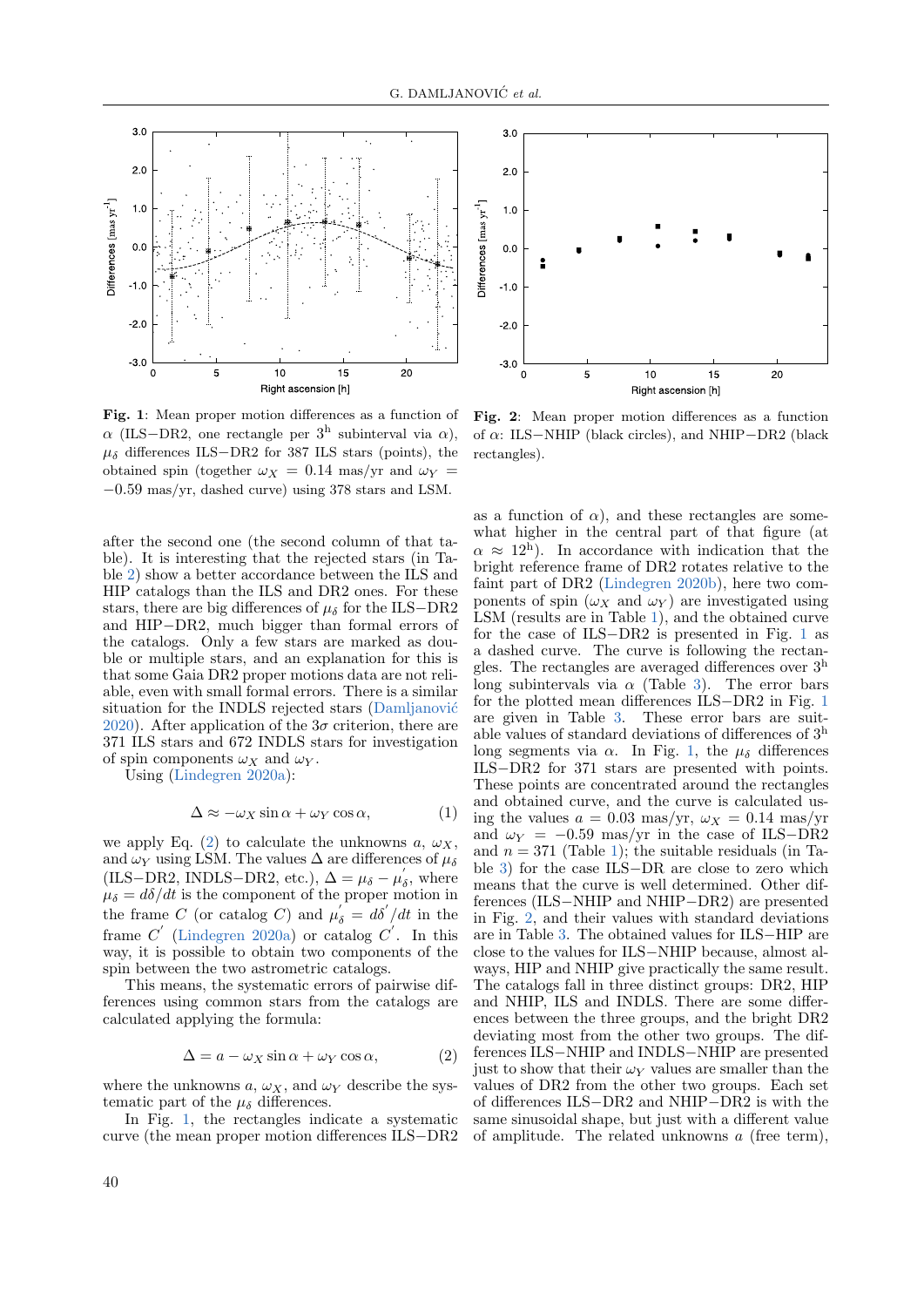**Fig. 1**: Mean proper motion differences as a function of $\alpha$ (ILS−DR2, one rectangle per $3^{\rm h}$ subinterval via $\alpha$), $\mu_\delta$ differences ILS−DR2 for 387 ILS stars (points), the obtained spin (together $\omega_X = 0.14$ mas/yr and $\omega_Y = -0.59$ mas/yr, dashed curve) using 378 stars and LSM.

**Fig. 2**: Mean proper motion differences as a function of $\alpha$: ILS−NHIP (black circles), and NHIP−DR2 (black rectangles).

after the second one (the second column of that table). It is interesting that the rejected stars (in Table 2) show a better accordance between the ILS and HIP catalogs than the ILS and DR2 ones. For these stars, there are big differences of $\mu_\delta$ for the ILS−DR2 and HIP−DR2, much bigger than formal errors of the catalogs. Only a few stars are marked as double or multiple stars, and an explanation for this is that some Gaia DR2 proper motions data are not reliable, even with small formal errors. There is a similar situation for the INDLS rejected stars (Damljanović 2020). After application of the $3\sigma$ criterion, there are 371 ILS stars and 672 INDLS stars for investigation of spin components $\omega_X$ and $\omega_Y$.

Using (Lindegren 2020a):

$$\Delta \approx -\omega_X \sin\alpha + \omega_Y \cos\alpha, \qquad (1)$$

we apply Eq. (2) to calculate the unknowns $a$, $\omega_X$, and $\omega_Y$ using LSM. The values $\Delta$ are differences of $\mu_\delta$ (ILS−DR2, INDLS−DR2, etc.), $\Delta = \mu_\delta - \mu_\delta^{'}$, where $\mu_\delta = d\delta/dt$ is the component of the proper motion in the frame $C$ (or catalog $C$) and $\mu_\delta^{'} = d\delta^{'}/dt$ in the frame $C^{'}$ (Lindegren 2020a) or catalog $C^{'}$. In this way, it is possible to obtain two components of the spin between the two astrometric catalogs.

This means, the systematic errors of pairwise differences using common stars from the catalogs are calculated applying the formula:

$$\Delta = a - \omega_X \sin\alpha + \omega_Y \cos\alpha, \qquad (2)$$

where the unknowns $a$, $\omega_X$, and $\omega_Y$ describe the systematic part of the $\mu_\delta$ differences.

In Fig. 1, the rectangles indicate a systematic curve (the mean proper motion differences ILS−DR2 as a function of $\alpha$), and these rectangles are somewhat higher in the central part of that figure (at $\alpha \approx 12^{\rm h}$). In accordance with indication that the bright reference frame of DR2 rotates relative to the faint part of DR2 (Lindegren 2020b), here two components of spin ($\omega_X$ and $\omega_Y$) are investigated using LSM (results are in Table 1), and the obtained curve for the case of ILS−DR2 is presented in Fig. 1 as a dashed curve. The curve is following the rectangles. The rectangles are averaged differences over $3^{\rm h}$ long subintervals via $\alpha$ (Table 3). The error bars for the plotted mean differences ILS−DR2 in Fig. 1 are given in Table 3. These error bars are suitable values of standard deviations of differences of $3^{\rm h}$ long segments via $\alpha$. In Fig. 1, the $\mu_\delta$ differences ILS−DR2 for 371 stars are presented with points. These points are concentrated around the rectangles and obtained curve, and the curve is calculated using the values $a = 0.03$ mas/yr, $\omega_X = 0.14$ mas/yr and $\omega_Y = -0.59$ mas/yr in the case of ILS−DR2 and $n = 371$ (Table 1); the suitable residuals (in Table 3) for the case ILS−DR are close to zero which means that the curve is well determined. Other differences (ILS−NHIP and NHIP−DR2) are presented in Fig. 2, and their values with standard deviations are in Table 3. The obtained values for ILS−HIP are close to the values for ILS−NHIP because, almost always, HIP and NHIP give practically the same result. The catalogs fall in three distinct groups: DR2, HIP and NHIP, ILS and INDLS. There are some differences between the three groups, and the bright DR2 deviating most from the other two groups. The differences ILS−NHIP and INDLS−NHIP are presented just to show that their $\omega_Y$ values are smaller than the values of DR2 from the other two groups. Each set of differences ILS−DR2 and NHIP−DR2 is with the same sinusoidal shape, but just with a different value of amplitude. The related unknowns $a$ (free term),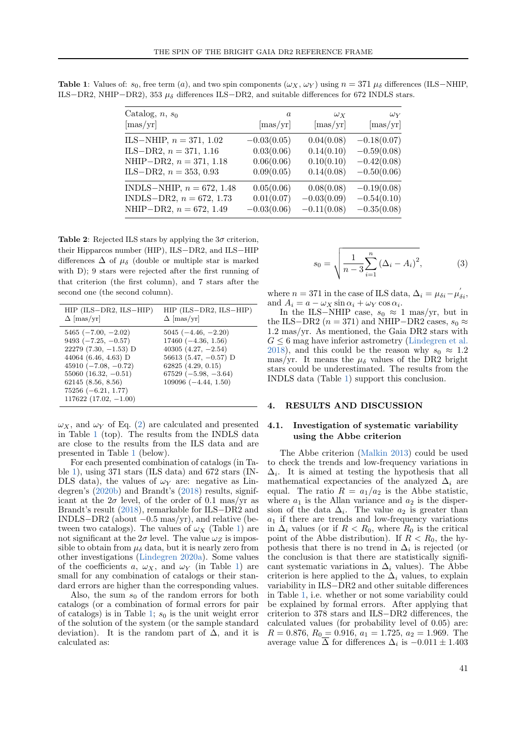**Table 1**: Values of: $s_0$, free term ($a$), and two spin components ($\omega_X$, $\omega_Y$) using $n = 371$ $\mu_\delta$ differences (ILS−NHIP, ILS−DR2, NHIP−DR2), 353 $\mu_\delta$ differences ILS−DR2, and suitable differences for 672 INDLS stars.

| Catalog, $n$, $s_0$ [mas/yr] | $a$ [mas/yr] | $\omega_X$ [mas/yr] | $\omega_Y$ [mas/yr] |
|---|---|---|---|
| ILS−NHIP, $n = 371$, 1.02 | −0.03(0.05) | 0.04(0.08) | −0.18(0.07) |
| ILS−DR2, $n = 371$, 1.16 | 0.03(0.06) | 0.14(0.10) | −0.59(0.08) |
| NHIP−DR2, $n = 371$, 1.18 | 0.06(0.06) | 0.10(0.10) | −0.42(0.08) |
| ILS−DR2, $n = 353$, 0.93 | 0.09(0.05) | 0.14(0.08) | −0.50(0.06) |
| INDLS−NHIP, $n = 672$, 1.48 | 0.05(0.06) | 0.08(0.08) | −0.19(0.08) |
| INDLS−DR2, $n = 672$, 1.73 | 0.01(0.07) | −0.03(0.09) | −0.54(0.10) |
| NHIP−DR2, $n = 672$, 1.49 | −0.03(0.06) | −0.11(0.08) | −0.35(0.08) |

**Table 2**: Rejected ILS stars by applying the $3\sigma$ criterion, their Hipparcos number (HIP), ILS−DR2, and ILS−HIP differences $\Delta$ of $\mu_\delta$ (double or multiple star is marked with D); 9 stars were rejected after the first running of that criterion (the first column), and 7 stars after the second one (the second column).

| HIP (ILS−DR2, ILS−HIP) $\Delta$ [mas/yr] | HIP (ILS−DR2, ILS−HIP) $\Delta$ [mas/yr] |
|---|---|
| 5465 (−7.00, −2.02) | 5045 (−4.46, −2.20) |
| 9493 (−7.25, −0.57) | 17460 (−4.36, 1.56) |
| 22279 (7.30, −1.53) D | 40305 (4.27, −2.54) |
| 44064 (6.46, 4.63) D | 56613 (5.47, −0.57) D |
| 45910 (−7.08, −0.72) | 62825 (4.29, 0.15) |
| 55060 (16.32, −0.51) | 67529 (−5.98, −3.64) |
| 62145 (8.56, 8.56) | 109096 (−4.44, 1.50) |
| 75256 (−6.21, 1.77) | |
| 117622 (17.02, −1.00) | |

$\omega_X$, and $\omega_Y$ of Eq. (2) are calculated and presented in Table 1 (top). The results from the INDLS data are close to the results from the ILS data and are presented in Table 1 (below).

For each presented combination of catalogs (in Table 1), using 371 stars (ILS data) and 672 stars (INDLS data), the values of $\omega_Y$ are: negative as Lindegren's (2020b) and Brandt's (2018) results, significant at the $2\sigma$ level, of the order of 0.1 mas/yr as Brandt's result (2018), remarkable for ILS−DR2 and INDLS−DR2 (about −0.5 mas/yr), and relative (between two catalogs). The values of $\omega_X$ (Table 1) are not significant at the $2\sigma$ level. The value $\omega_Z$ is impossible to obtain from $\mu_\delta$ data, but it is nearly zero from other investigations (Lindegren 2020a). Some values of the coefficients $a$, $\omega_X$, and $\omega_Y$ (in Table 1) are small for any combination of catalogs or their standard errors are higher than the corresponding values.

Also, the sum $s_0$ of the random errors for both catalogs (or a combination of formal errors for pair of catalogs) is in Table 1; $s_0$ is the unit weight error of the solution of the system (or the sample standard deviation). It is the random part of $\Delta$, and it is calculated as:

$$s_0 = \sqrt{\frac{1}{n-3}\sum_{i=1}^{n}(\Delta_i - A_i)^2}, \qquad (3)$$

where $n = 371$ in the case of ILS data, $\Delta_i = \mu_{\delta i} - \mu'_{\delta i}$, and $A_i = a - \omega_X \sin\alpha_i + \omega_Y \cos\alpha_i$.

In the ILS−NHIP case, $s_0 \approx 1$ mas/yr, but in the ILS−DR2 ($n = 371$) and NHIP−DR2 cases, $s_0 \approx 1.2$ mas/yr. As mentioned, the Gaia DR2 stars with $G \leq 6$ mag have inferior astrometry (Lindegren et al. 2018), and this could be the reason why $s_0 \approx 1.2$ mas/yr. It means the $\mu_\delta$ values of the DR2 bright stars could be underestimated. The results from the INDLS data (Table 1) support this conclusion.

## 4. RESULTS AND DISCUSSION

### 4.1. Investigation of systematic variability using the Abbe criterion

The Abbe criterion (Malkin 2013) could be used to check the trends and low-frequency variations in $\Delta_i$. It is aimed at testing the hypothesis that all mathematical expectancies of the analyzed $\Delta_i$ are equal. The ratio $R = a_1/a_2$ is the Abbe statistic, where $a_1$ is the Allan variance and $a_2$ is the dispersion of the data $\Delta_i$. The value $a_2$ is greater than $a_1$ if there are trends and low-frequency variations in $\Delta_i$ values (or if $R < R_0$, where $R_0$ is the critical point of the Abbe distribution). If $R < R_0$, the hypothesis that there is no trend in $\Delta_i$ is rejected (or the conclusion is that there are statistically significant systematic variations in $\Delta_i$ values). The Abbe criterion is here applied to the $\Delta_i$ values, to explain variability in ILS−DR2 and other suitable differences in Table 1, i.e. whether or not some variability could be explained by formal errors. After applying that criterion to 378 stars and ILS−DR2 differences, the calculated values (for probability level of 0.05) are: $R = 0.876$, $R_0 = 0.916$, $a_1 = 1.725$, $a_2 = 1.969$. The average value $\overline{\Delta}$ for differences $\Delta_i$ is $-0.011 \pm 1.403$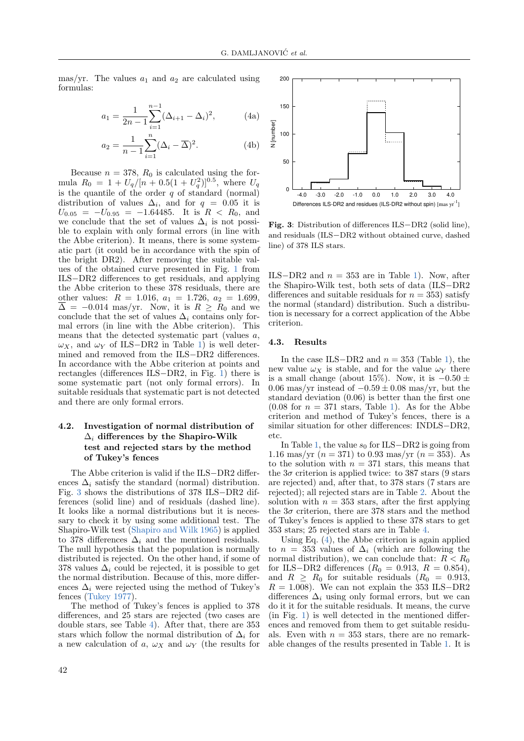mas/yr. The values $a_1$ and $a_2$ are calculated using formulas:

$$a_1 = \frac{1}{2n-1}\sum_{i=1}^{n-1}(\Delta_{i+1} - \Delta_i)^2, \qquad (4a)$$

$$a_2 = \frac{1}{n-1}\sum_{i=1}^{n}(\Delta_i - \overline{\Delta})^2. \qquad (4b)$$

Because $n = 378$, $R_0$ is calculated using the formula $R_0 = 1 + U_q/[n + 0.5(1 + U_q^2)]^{0.5}$, where $U_q$ is the quantile of the order $q$ of standard (normal) distribution of values $\Delta_i$, and for $q = 0.05$ it is $U_{0.05} = -U_{0.95} = -1.64485$. It is $R < R_0$, and we conclude that the set of values $\Delta_i$ is not possible to explain with only formal errors (in line with the Abbe criterion). It means, there is some systematic part (it could be in accordance with the spin of the bright DR2). After removing the suitable values of the obtained curve presented in Fig. 1 from ILS−DR2 differences to get residuals, and applying the Abbe criterion to these 378 residuals, there are other values: $R = 1.016$, $a_1 = 1.726$, $a_2 = 1.699$, $\overline{\Delta} = -0.014$ mas/yr. Now, it is $R \geq R_0$ and we conclude that the set of values $\Delta_i$ contains only formal errors (in line with the Abbe criterion). This means that the detected systematic part (values $a$, $\omega_X$, and $\omega_Y$ of ILS−DR2 in Table 1) is well determined and removed from the ILS−DR2 differences. In accordance with the Abbe criterion at points and rectangles (differences ILS−DR2, in Fig. 1) there is some systematic part (not only formal errors). In suitable residuals that systematic part is not detected and there are only formal errors.

Fig. 3: Distribution of differences ILS−DR2 (solid line), and residuals (ILS−DR2 without obtained curve, dashed line) of 378 ILS stars.

### 4.2. Investigation of normal distribution of $\Delta_i$ differences by the Shapiro-Wilk test and rejected stars by the method of Tukey's fences

The Abbe criterion is valid if the ILS−DR2 differences $\Delta_i$ satisfy the standard (normal) distribution. Fig. 3 shows the distributions of 378 ILS−DR2 differences (solid line) and of residuals (dashed line). It looks like a normal distributions but it is necessary to check it by using some additional test. The Shapiro-Wilk test (Shapiro and Wilk 1965) is applied to 378 differences $\Delta_i$ and the mentioned residuals. The null hypothesis that the population is normally distributed is rejected. On the other hand, if some of 378 values $\Delta_i$ could be rejected, it is possible to get the normal distribution. Because of this, more differences $\Delta_i$ were rejected using the method of Tukey's fences (Tukey 1977).

The method of Tukey's fences is applied to 378 differences, and 25 stars are rejected (two cases are double stars, see Table 4). After that, there are 353 stars which follow the normal distribution of $\Delta_i$ for a new calculation of $a$, $\omega_X$ and $\omega_Y$ (the results for ILS−DR2 and $n = 353$ are in Table 1). Now, after the Shapiro-Wilk test, both sets of data (ILS−DR2 differences and suitable residuals for $n = 353$) satisfy the normal (standard) distribution. Such a distribution is necessary for a correct application of the Abbe criterion.

### 4.3. Results

In the case ILS−DR2 and $n = 353$ (Table 1), the new value $\omega_X$ is stable, and for the value $\omega_Y$ there is a small change (about 15%). Now, it is $-0.50 \pm 0.06$ mas/yr instead of $-0.59 \pm 0.08$ mas/yr, but the standard deviation (0.06) is better than the first one (0.08 for $n = 371$ stars, Table 1). As for the Abbe criterion and method of Tukey's fences, there is a similar situation for other differences: INDLS−DR2, etc.

In Table 1, the value $s_0$ for ILS−DR2 is going from 1.16 mas/yr ($n = 371$) to 0.93 mas/yr ($n = 353$). As to the solution with $n = 371$ stars, this means that the $3\sigma$ criterion is applied twice: to 387 stars (9 stars are rejected) and, after that, to 378 stars (7 stars are rejected); all rejected stars are in Table 2. About the solution with $n = 353$ stars, after the first applying the $3\sigma$ criterion, there are 378 stars and the method of Tukey's fences is applied to these 378 stars to get 353 stars; 25 rejected stars are in Table 4.

Using Eq. (4), the Abbe criterion is again applied to $n = 353$ values of $\Delta_i$ (which are following the normal distribution), we can conclude that: $R < R_0$ for ILS−DR2 differences ($R_0 = 0.913$, $R = 0.854$), and $R \geq R_0$ for suitable residuals ($R_0 = 0.913$, $R = 1.008$). We can not explain the 353 ILS−DR2 differences $\Delta_i$ using only formal errors, but we can do it it for the suitable residuals. It means, the curve (in Fig. 1) is well detected in the mentioned differences and removed from them to get suitable residuals. Even with $n = 353$ stars, there are no remarkable changes of the results presented in Table 1. It is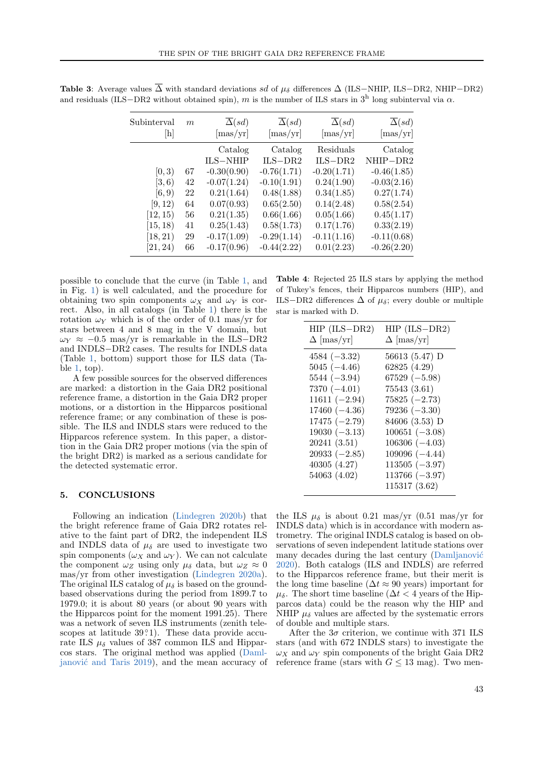**Table 3**: Average values $\overline{\Delta}$ with standard deviations $sd$ of $\mu_\delta$ differences $\Delta$ (ILS−NHIP, ILS−DR2, NHIP−DR2) and residuals (ILS−DR2 without obtained spin), $m$ is the number of ILS stars in $3^{\mathrm{h}}$ long subinterval via $\alpha$.

| Subinterval [h] | $m$ | $\overline{\Delta}(sd)$ [mas/yr] | $\overline{\Delta}(sd)$ [mas/yr] | $\overline{\Delta}(sd)$ [mas/yr] | $\overline{\Delta}(sd)$ [mas/yr] |
|---|---|---|---|---|---|
| | | Catalog ILS−NHIP | Catalog ILS−DR2 | Residuals ILS−DR2 | Catalog NHIP−DR2 |
| [0, 3) | 67 | -0.30(0.90) | -0.76(1.71) | -0.20(1.71) | -0.46(1.85) |
| [3, 6) | 42 | -0.07(1.24) | -0.10(1.91) | 0.24(1.90) | -0.03(2.16) |
| [6, 9) | 22 | 0.21(1.64) | 0.48(1.88) | 0.34(1.85) | 0.27(1.74) |
| [9, 12) | 64 | 0.07(0.93) | 0.65(2.50) | 0.14(2.48) | 0.58(2.54) |
| [12, 15) | 56 | 0.21(1.35) | 0.66(1.66) | 0.05(1.66) | 0.45(1.17) |
| [15, 18) | 41 | 0.25(1.43) | 0.58(1.73) | 0.17(1.76) | 0.33(2.19) |
| [18, 21) | 29 | -0.17(1.09) | -0.29(1.14) | -0.11(1.16) | -0.11(0.68) |
| [21, 24) | 66 | -0.17(0.96) | -0.44(2.22) | 0.01(2.23) | -0.26(2.20) |

possible to conclude that the curve (in Table 1, and in Fig. 1) is well calculated, and the procedure for obtaining two spin components $\omega_X$ and $\omega_Y$ is correct. Also, in all catalogs (in Table 1) there is the rotation $\omega_Y$ which is of the order of 0.1 mas/yr for stars between 4 and 8 mag in the V domain, but $\omega_Y \approx -0.5$ mas/yr is remarkable in the ILS−DR2 and INDLS−DR2 cases. The results for INDLS data (Table 1, bottom) support those for ILS data (Table 1, top).

A few possible sources for the observed differences are marked: a distortion in the Gaia DR2 positional reference frame, a distortion in the Gaia DR2 proper motions, or a distortion in the Hipparcos positional reference frame; or any combination of these is possible. The ILS and INDLS stars were reduced to the Hipparcos reference system. In this paper, a distortion in the Gaia DR2 proper motions (via the spin of the bright DR2) is marked as a serious candidate for the detected systematic error.

**Table 4**: Rejected 25 ILS stars by applying the method of Tukey's fences, their Hipparcos numbers (HIP), and ILS−DR2 differences $\Delta$ of $\mu_\delta$; every double or multiple star is marked with D.

| HIP (ILS−DR2) $\Delta$ [mas/yr] | HIP (ILS−DR2) $\Delta$ [mas/yr] |
|---|---|
| 4584 (−3.32) | 56613 (5.47) D |
| 5045 (−4.46) | 62825 (4.29) |
| 5544 (−3.94) | 67529 (−5.98) |
| 7370 (−4.01) | 75543 (3.61) |
| 11611 (−2.94) | 75825 (−2.73) |
| 17460 (−4.36) | 79236 (−3.30) |
| 17475 (−2.79) | 84606 (3.53) D |
| 19030 (−3.13) | 100651 (−3.08) |
| 20241 (3.51) | 106306 (−4.03) |
| 20933 (−2.85) | 109096 (−4.44) |
| 40305 (4.27) | 113505 (−3.97) |
| 54063 (4.02) | 113766 (−3.97) |
| | 115317 (3.62) |

## 5. CONCLUSIONS

Following an indication (Lindegren 2020b) that the bright reference frame of Gaia DR2 rotates relative to the faint part of DR2, the independent ILS and INDLS data of $\mu_\delta$ are used to investigate two spin components ($\omega_X$ and $\omega_Y$). We can not calculate the component $\omega_Z$ using only $\mu_\delta$ data, but $\omega_Z \approx 0$ mas/yr from other investigation (Lindegren 2020a). The original ILS catalog of $\mu_\delta$ is based on the ground-based observations during the period from 1899.7 to 1979.0; it is about 80 years (or about 90 years with the Hipparcos point for the moment 1991.25). There was a network of seven ILS instruments (zenith telescopes at latitude 39°.1). These data provide accurate ILS $\mu_\delta$ values of 387 common ILS and Hipparcos stars. The original method was applied (Damljanović and Taris 2019), and the mean accuracy of the ILS $\mu_\delta$ is about 0.21 mas/yr (0.51 mas/yr for INDLS data) which is in accordance with modern astrometry. The original INDLS catalog is based on observations of seven independent latitude stations over many decades during the last century (Damljanović 2020). Both catalogs (ILS and INDLS) are referred to the Hipparcos reference frame, but their merit is the long time baseline ($\Delta t \approx 90$ years) important for $\mu_\delta$. The short time baseline ($\Delta t < 4$ years of the Hipparcos data) could be the reason why the HIP and NHIP $\mu_\delta$ values are affected by the systematic errors of double and multiple stars.

After the $3\sigma$ criterion, we continue with 371 ILS stars (and with 672 INDLS stars) to investigate the $\omega_X$ and $\omega_Y$ spin components of the bright Gaia DR2 reference frame (stars with $G \leq 13$ mag). Two men-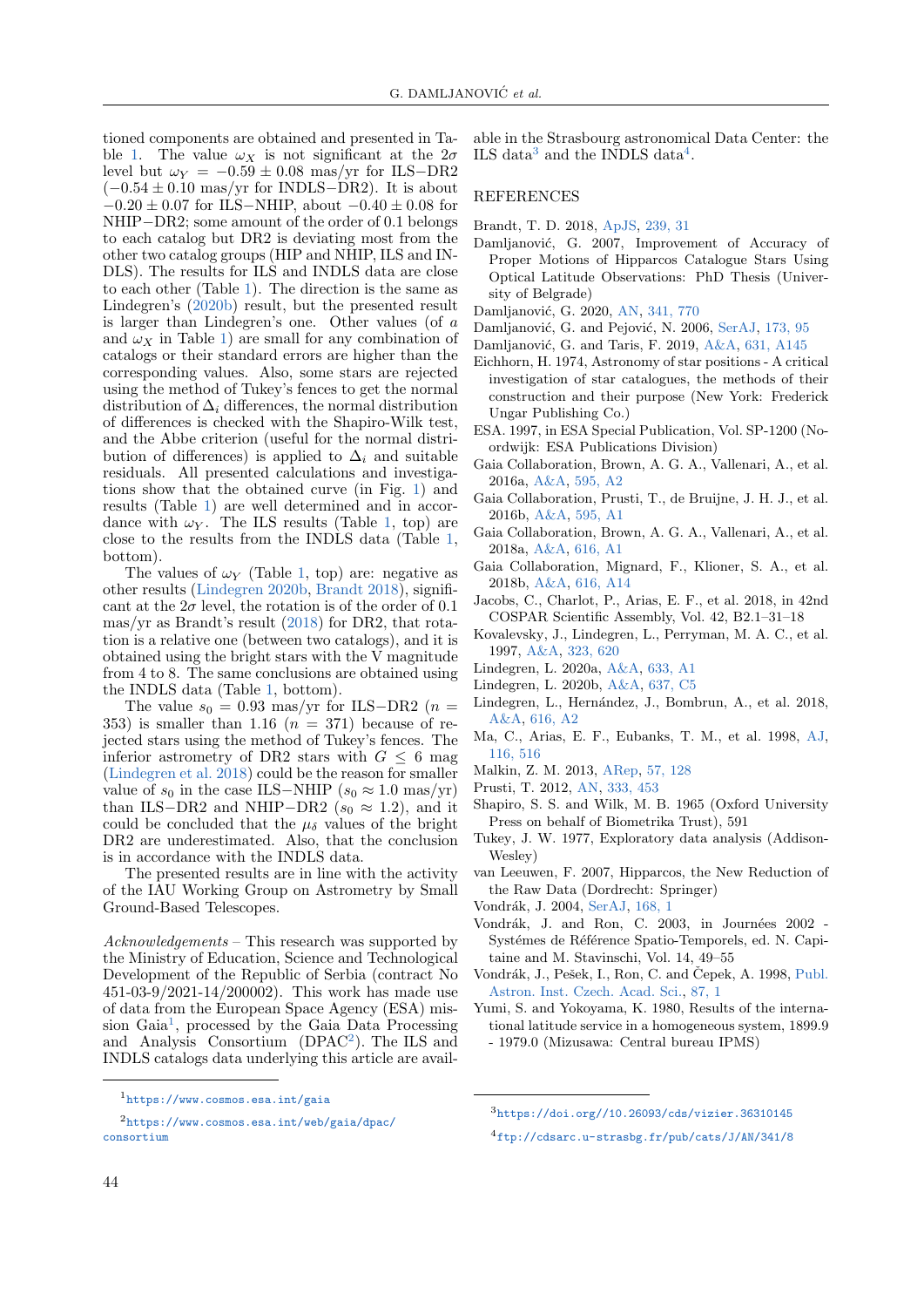tioned components are obtained and presented in Table 1. The value $\omega_X$ is not significant at the $2\sigma$ level but $\omega_Y = -0.59 \pm 0.08$ mas/yr for ILS−DR2 ($-0.54 \pm 0.10$ mas/yr for INDLS−DR2). It is about $-0.20 \pm 0.07$ for ILS−NHIP, about $-0.40 \pm 0.08$ for NHIP−DR2; some amount of the order of 0.1 belongs to each catalog but DR2 is deviating most from the other two catalog groups (HIP and NHIP, ILS and INDLS). The results for ILS and INDLS data are close to each other (Table 1). The direction is the same as Lindegren's (2020b) result, but the presented result is larger than Lindegren's one. Other values (of $a$ and $\omega_X$ in Table 1) are small for any combination of catalogs or their standard errors are higher than the corresponding values. Also, some stars are rejected using the method of Tukey's fences to get the normal distribution of $\Delta_i$ differences, the normal distribution of differences is checked with the Shapiro-Wilk test, and the Abbe criterion (useful for the normal distribution of differences) is applied to $\Delta_i$ and suitable residuals. All presented calculations and investigations show that the obtained curve (in Fig. 1) and results (Table 1) are well determined and in accordance with $\omega_Y$. The ILS results (Table 1, top) are close to the results from the INDLS data (Table 1, bottom).

The values of $\omega_Y$ (Table 1, top) are: negative as other results (Lindegren 2020b, Brandt 2018), significant at the $2\sigma$ level, the rotation is of the order of 0.1 mas/yr as Brandt's result (2018) for DR2, that rotation is a relative one (between two catalogs), and it is obtained using the bright stars with the V magnitude from 4 to 8. The same conclusions are obtained using the INDLS data (Table 1, bottom).

The value $s_0 = 0.93$ mas/yr for ILS−DR2 ($n = 353$) is smaller than 1.16 ($n = 371$) because of rejected stars using the method of Tukey's fences. The inferior astrometry of DR2 stars with $G \leq 6$ mag (Lindegren et al. 2018) could be the reason for smaller value of $s_0$ in the case ILS−NHIP ($s_0 \approx 1.0$ mas/yr) than ILS−DR2 and NHIP−DR2 ($s_0 \approx 1.2$), and it could be concluded that the $\mu_\delta$ values of the bright DR2 are underestimated. Also, that the conclusion is in accordance with the INDLS data.

The presented results are in line with the activity of the IAU Working Group on Astrometry by Small Ground-Based Telescopes.

*Acknowledgements* – This research was supported by the Ministry of Education, Science and Technological Development of the Republic of Serbia (contract No 451-03-9/2021-14/200002). This work has made use of data from the European Space Agency (ESA) mission Gaia[1], processed by the Gaia Data Processing and Analysis Consortium (DPAC[2]). The ILS and INDLS catalogs data underlying this article are available in the Strasbourg astronomical Data Center: the ILS data[3] and the INDLS data[4].

[1] https://www.cosmos.esa.int/gaia

[2] https://www.cosmos.esa.int/web/gaia/dpac/consortium

[3] https://doi.org//10.26093/cds/vizier.36310145

[4] ftp://cdsarc.u-strasbg.fr/pub/cats/J/AN/341/8

## REFERENCES

Brandt, T. D. 2018, ApJS, 239, 31

Damljanović, G. 2007, Improvement of Accuracy of Proper Motions of Hipparcos Catalogue Stars Using Optical Latitude Observations: PhD Thesis (University of Belgrade)

Damljanović, G. 2020, AN, 341, 770

Damljanović, G. and Pejović, N. 2006, SerAJ, 173, 95

Damljanović, G. and Taris, F. 2019, A&A, 631, A145

Eichhorn, H. 1974, Astronomy of star positions - A critical investigation of star catalogues, the methods of their construction and their purpose (New York: Frederick Ungar Publishing Co.)

ESA. 1997, in ESA Special Publication, Vol. SP-1200 (Noordwijk: ESA Publications Division)

Gaia Collaboration, Brown, A. G. A., Vallenari, A., et al. 2016a, A&A, 595, A2

Gaia Collaboration, Prusti, T., de Bruijne, J. H. J., et al. 2016b, A&A, 595, A1

Gaia Collaboration, Brown, A. G. A., Vallenari, A., et al. 2018a, A&A, 616, A1

Gaia Collaboration, Mignard, F., Klioner, S. A., et al. 2018b, A&A, 616, A14

Jacobs, C., Charlot, P., Arias, E. F., et al. 2018, in 42nd COSPAR Scientific Assembly, Vol. 42, B2.1–31–18

Kovalevsky, J., Lindegren, L., Perryman, M. A. C., et al. 1997, A&A, 323, 620

Lindegren, L. 2020a, A&A, 633, A1

Lindegren, L. 2020b, A&A, 637, C5

Lindegren, L., Hernández, J., Bombrun, A., et al. 2018, A&A, 616, A2

Ma, C., Arias, E. F., Eubanks, T. M., et al. 1998, AJ, 116, 516

Malkin, Z. M. 2013, ARep, 57, 128

Prusti, T. 2012, AN, 333, 453

Shapiro, S. S. and Wilk, M. B. 1965 (Oxford University Press on behalf of Biometrika Trust), 591

Tukey, J. W. 1977, Exploratory data analysis (Addison-Wesley)

van Leeuwen, F. 2007, Hipparcos, the New Reduction of the Raw Data (Dordrecht: Springer)

Vondrák, J. 2004, SerAJ, 168, 1

Vondrák, J. and Ron, C. 2003, in Journées 2002 - Systémes de Référence Spatio-Temporels, ed. N. Capitaine and M. Stavinschi, Vol. 14, 49–55

Vondrák, J., Pešek, I., Ron, C. and Čepek, A. 1998, Publ. Astron. Inst. Czech. Acad. Sci., 87, 1

Yumi, S. and Yokoyama, K. 1980, Results of the international latitude service in a homogeneous system, 1899.9 - 1979.0 (Mizusawa: Central bureau IPMS)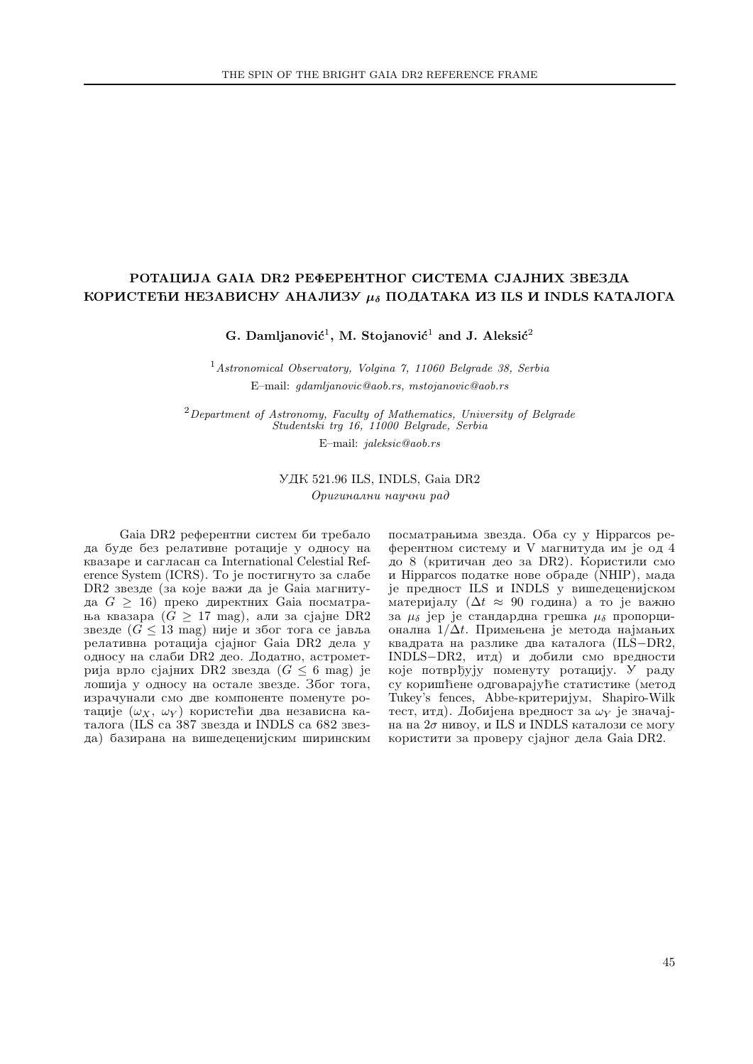## РОТАЦИЈА GAIA DR2 РЕФЕРЕНТНОГ СИСТЕМА СЈАЈНИХ ЗВЕЗДА КОРИСТЕЋИ НЕЗАВИСНУ АНАЛИЗУ $\mu_\delta$ ПОДАТАКА ИЗ ILS И INDLS КАТАЛОГА

**G. Damljanović[1], M. Stojanović[1] and J. Aleksić[2]**

[1]*Astronomical Observatory, Volgina 7, 11060 Belgrade 38, Serbia*
E–mail: *gdamljanovic@aob.rs, mstojanovic@aob.rs*

[2]*Department of Astronomy, Faculty of Mathematics, University of Belgrade Studentski trg 16, 11000 Belgrade, Serbia*
E–mail: *jaleksic@aob.rs*

УДК 521.96 ILS, INDLS, Gaia DR2
*Оригинални научни рад*

Gaia DR2 референтни систем би требало да буде без релативне ротације у односу на квазаре и сагласан са International Celestial Reference System (ICRS). То је постигнуто за слабе DR2 звезде (за које важи да је Gaia магнитуда $G \geq 16$) преко директних Gaia посматрања квазара ($G \geq 17$ mag), али за сјајне DR2 звезде ($G \leq 13$ mag) није и због тога се јавља релативна ротација сјајног Gaia DR2 дела у односу на слаби DR2 део. Додатно, астрометрија врло сјајних DR2 звезда ($G \leq 6$ mag) је лошија у односу на остале звезде. Због тога, израчунали смо две компоненте поменуте ротације ($\omega_X$, $\omega_Y$) користећи два независна каталога (ILS са 387 звезда и INDLS са 682 звезда) базирана на вишедеценијским ширинским посматрањима звезда. Оба су у Hipparcos референтном систему и V магнитуда им је од 4 до 8 (критичан део за DR2). Користили смо и Hipparcos податке нове обраде (NHIP), мада је предност ILS и INDLS у вишедеценијском материјалу ($\Delta t \approx 90$ година) а то је важно за $\mu_\delta$ јер је стандардна грешка $\mu_\delta$ пропорционална $1/\Delta t$. Примењена је метода најмањих квадрата на разлике два каталога (ILS−DR2, INDLS−DR2, итд) и добили смо вредности које потврђују поменуту ротацију. У раду су коришћене одговарајуће статистике (метод Tukey's fences, Abbe-критеријум, Shapiro-Wilk тест, итд). Добијена вредност за $\omega_Y$ је значајна на $2\sigma$ нивоу, и ILS и INDLS каталози се могу користити за проверу сјајног дела Gaia DR2.